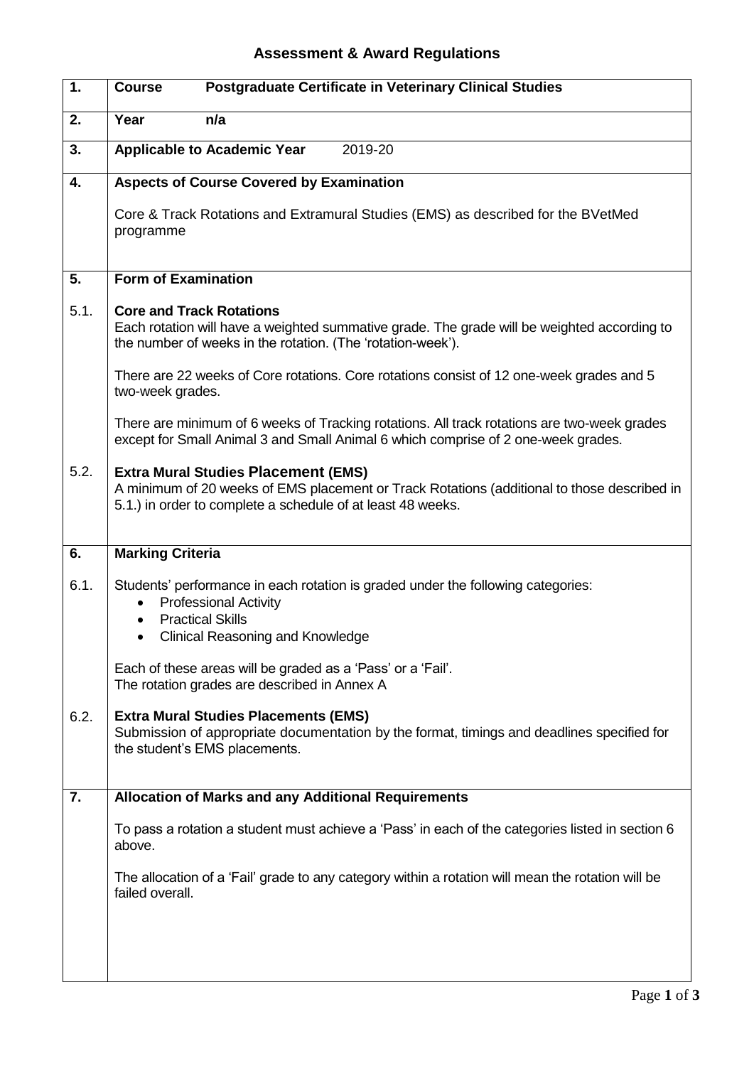# Assessment & Award Regulations

| | |
|---|---|
| **1.** | **Course** **Postgraduate Certificate in Veterinary Clinical Studies** |
| **2.** | **Year** **n/a** |
| **3.** | **Applicable to Academic Year** 2019-20 |
| **4.** | **Aspects of Course Covered by Examination**<br><br>Core & Track Rotations and Extramural Studies (EMS) as described for the BVetMed programme |
| **5.** | **Form of Examination** |
| 5.1. | **Core and Track Rotations**<br>Each rotation will have a weighted summative grade. The grade will be weighted according to the number of weeks in the rotation. (The 'rotation-week').<br><br>There are 22 weeks of Core rotations. Core rotations consist of 12 one-week grades and 5 two-week grades.<br><br>There are minimum of 6 weeks of Tracking rotations. All track rotations are two-week grades except for Small Animal 3 and Small Animal 6 which comprise of 2 one-week grades. |
| 5.2. | **Extra Mural Studies Placement (EMS)**<br>A minimum of 20 weeks of EMS placement or Track Rotations (additional to those described in 5.1.) in order to complete a schedule of at least 48 weeks. |
| **6.** | **Marking Criteria** |
| 6.1. | Students' performance in each rotation is graded under the following categories:<br>• Professional Activity<br>• Practical Skills<br>• Clinical Reasoning and Knowledge<br><br>Each of these areas will be graded as a 'Pass' or a 'Fail'.<br>The rotation grades are described in Annex A |
| 6.2. | **Extra Mural Studies Placements (EMS)**<br>Submission of appropriate documentation by the format, timings and deadlines specified for the student's EMS placements. |
| **7.** | **Allocation of Marks and any Additional Requirements**<br><br>To pass a rotation a student must achieve a 'Pass' in each of the categories listed in section 6 above.<br><br>The allocation of a 'Fail' grade to any category within a rotation will mean the rotation will be failed overall. |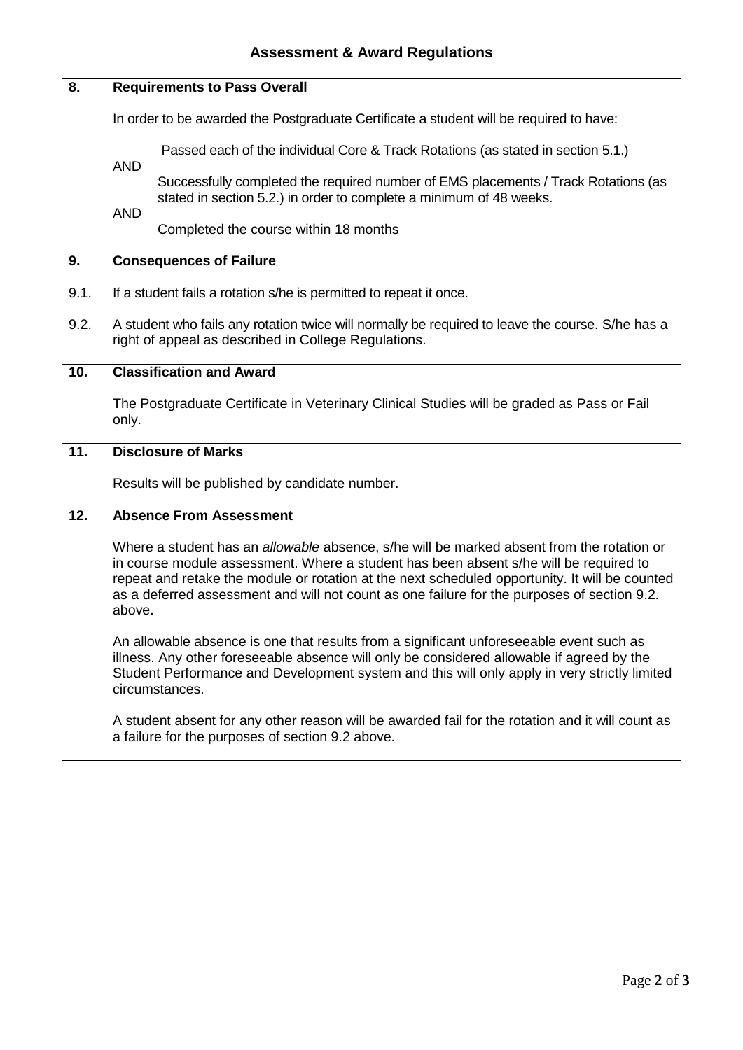## Assessment & Award Regulations

### 8. Requirements to Pass Overall

In order to be awarded the Postgraduate Certificate a student will be required to have:

Passed each of the individual Core & Track Rotations (as stated in section 5.1.)

AND

Successfully completed the required number of EMS placements / Track Rotations (as stated in section 5.2.) in order to complete a minimum of 48 weeks.

AND

Completed the course within 18 months

### 9. Consequences of Failure

9.1. If a student fails a rotation s/he is permitted to repeat it once.

9.2. A student who fails any rotation twice will normally be required to leave the course. S/he has a right of appeal as described in College Regulations.

### 10. Classification and Award

The Postgraduate Certificate in Veterinary Clinical Studies will be graded as Pass or Fail only.

### 11. Disclosure of Marks

Results will be published by candidate number.

### 12. Absence From Assessment

Where a student has an *allowable* absence, s/he will be marked absent from the rotation or in course module assessment. Where a student has been absent s/he will be required to repeat and retake the module or rotation at the next scheduled opportunity. It will be counted as a deferred assessment and will not count as one failure for the purposes of section 9.2. above.

An allowable absence is one that results from a significant unforeseeable event such as illness. Any other foreseeable absence will only be considered allowable if agreed by the Student Performance and Development system and this will only apply in very strictly limited circumstances.

A student absent for any other reason will be awarded fail for the rotation and it will count as a failure for the purposes of section 9.2 above.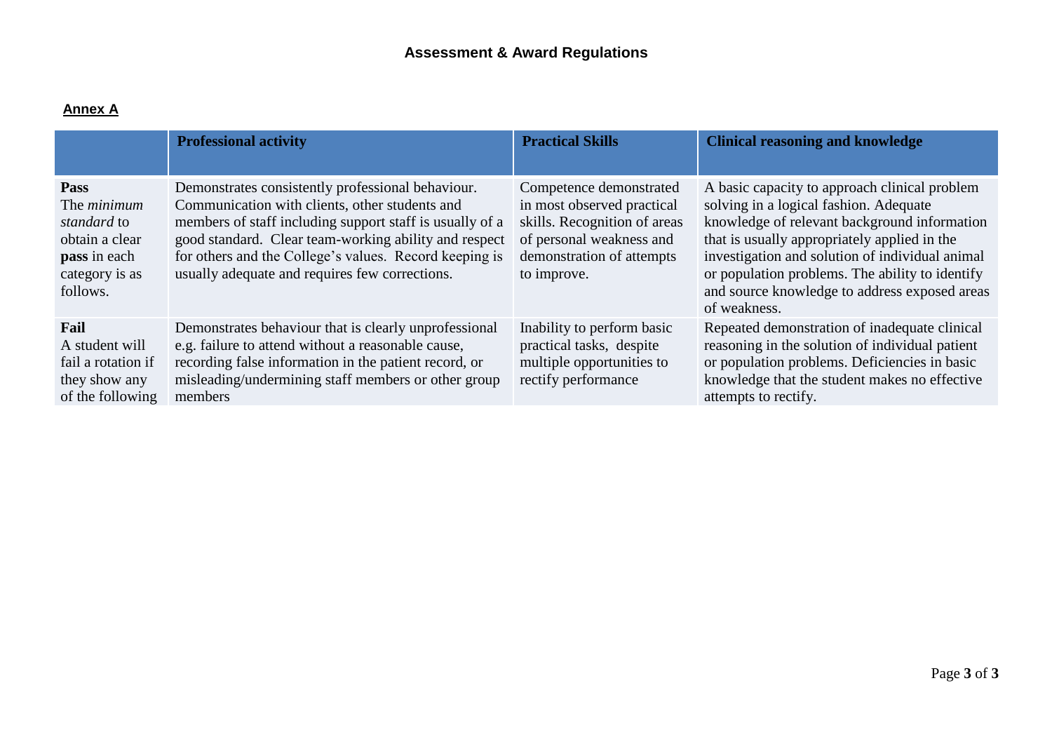# Assessment & Award Regulations

**Annex A**

| | **Professional activity** | **Practical Skills** | **Clinical reasoning and knowledge** |
|---|---|---|---|
| **Pass** The *minimum standard* to obtain a clear **pass** in each category is as follows. | Demonstrates consistently professional behaviour. Communication with clients, other students and members of staff including support staff is usually of a good standard. Clear team-working ability and respect for others and the College's values. Record keeping is usually adequate and requires few corrections. | Competence demonstrated in most observed practical skills. Recognition of areas of personal weakness and demonstration of attempts to improve. | A basic capacity to approach clinical problem solving in a logical fashion. Adequate knowledge of relevant background information that is usually appropriately applied in the investigation and solution of individual animal or population problems. The ability to identify and source knowledge to address exposed areas of weakness. |
| **Fail** A student will fail a rotation if they show any of the following | Demonstrates behaviour that is clearly unprofessional e.g. failure to attend without a reasonable cause, recording false information in the patient record, or misleading/undermining staff members or other group members | Inability to perform basic practical tasks, despite multiple opportunities to rectify performance | Repeated demonstration of inadequate clinical reasoning in the solution of individual patient or population problems. Deficiencies in basic knowledge that the student makes no effective attempts to rectify. |